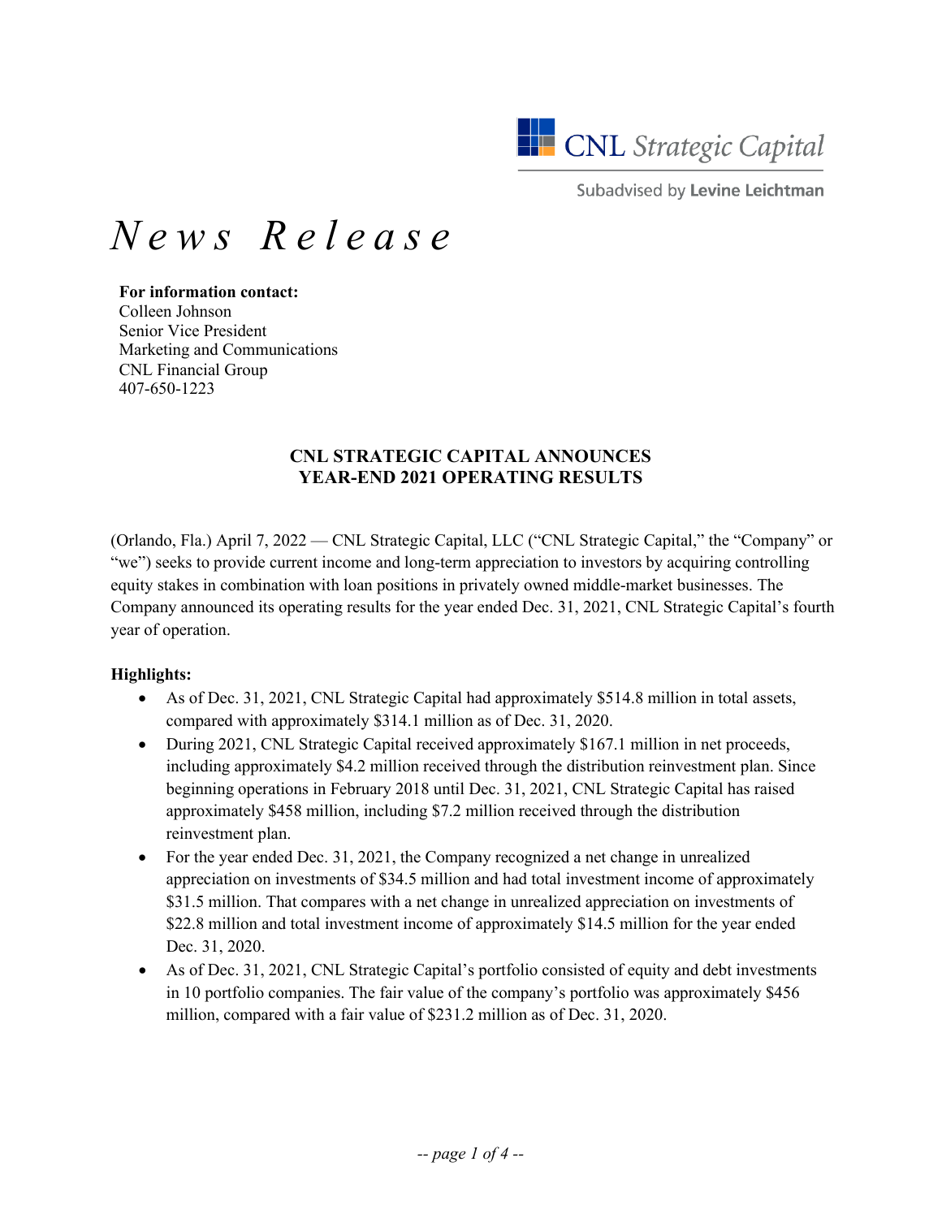CNL Strategic Capital

Subadvised by Levine Leichtman

# *News Release*

**For information contact:**
Colleen Johnson
Senior Vice President
Marketing and Communications
CNL Financial Group
407-650-1223

## CNL STRATEGIC CAPITAL ANNOUNCES YEAR-END 2021 OPERATING RESULTS

(Orlando, Fla.) April 7, 2022 — CNL Strategic Capital, LLC ("CNL Strategic Capital," the "Company" or "we") seeks to provide current income and long-term appreciation to investors by acquiring controlling equity stakes in combination with loan positions in privately owned middle-market businesses. The Company announced its operating results for the year ended Dec. 31, 2021, CNL Strategic Capital's fourth year of operation.

**Highlights:**

- As of Dec. 31, 2021, CNL Strategic Capital had approximately $514.8 million in total assets, compared with approximately $314.1 million as of Dec. 31, 2020.
- During 2021, CNL Strategic Capital received approximately $167.1 million in net proceeds, including approximately $4.2 million received through the distribution reinvestment plan. Since beginning operations in February 2018 until Dec. 31, 2021, CNL Strategic Capital has raised approximately $458 million, including $7.2 million received through the distribution reinvestment plan.
- For the year ended Dec. 31, 2021, the Company recognized a net change in unrealized appreciation on investments of $34.5 million and had total investment income of approximately $31.5 million. That compares with a net change in unrealized appreciation on investments of $22.8 million and total investment income of approximately $14.5 million for the year ended Dec. 31, 2020.
- As of Dec. 31, 2021, CNL Strategic Capital's portfolio consisted of equity and debt investments in 10 portfolio companies. The fair value of the company's portfolio was approximately $456 million, compared with a fair value of $231.2 million as of Dec. 31, 2020.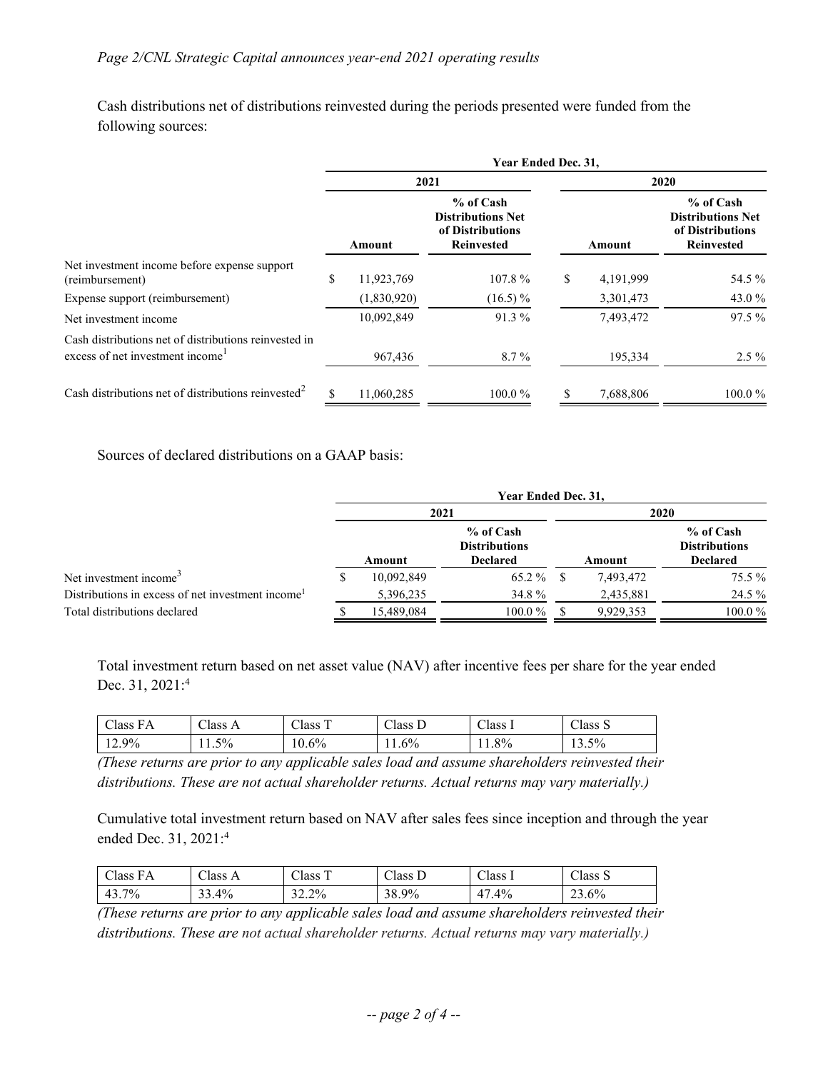Cash distributions net of distributions reinvested during the periods presented were funded from the following sources:

| | Year Ended Dec. 31, | | | |
|---|---|---|---|---|
| | 2021 | | 2020 | |
| | Amount | % of Cash Distributions Net of Distributions Reinvested | Amount | % of Cash Distributions Net of Distributions Reinvested |
| Net investment income before expense support (reimbursement) | $ 11,923,769 | 107.8 % | $ 4,191,999 | 54.5 % |
| Expense support (reimbursement) | (1,830,920) | (16.5) % | 3,301,473 | 43.0 % |
| Net investment income | 10,092,849 | 91.3 % | 7,493,472 | 97.5 % |
| Cash distributions net of distributions reinvested in excess of net investment income[1] | 967,436 | 8.7 % | 195,334 | 2.5 % |
| Cash distributions net of distributions reinvested[2] | $ 11,060,285 | 100.0 % | $ 7,688,806 | 100.0 % |

Sources of declared distributions on a GAAP basis:

| | Year Ended Dec. 31, | | | |
|---|---|---|---|---|
| | 2021 | | 2020 | |
| | Amount | % of Cash Distributions Declared | Amount | % of Cash Distributions Declared |
| Net investment income[3] | $ 10,092,849 | 65.2 % | $ 7,493,472 | 75.5 % |
| Distributions in excess of net investment income[1] | 5,396,235 | 34.8 % | 2,435,881 | 24.5 % |
| Total distributions declared | $ 15,489,084 | 100.0 % | $ 9,929,353 | 100.0 % |

Total investment return based on net asset value (NAV) after incentive fees per share for the year ended Dec. 31, 2021:[4]

| Class FA | Class A | Class T | Class D | Class I | Class S |
|---|---|---|---|---|---|
| 12.9% | 11.5% | 10.6% | 11.6% | 11.8% | 13.5% |

*(These returns are prior to any applicable sales load and assume shareholders reinvested their distributions. These are not actual shareholder returns. Actual returns may vary materially.)*

Cumulative total investment return based on NAV after sales fees since inception and through the year ended Dec. 31, 2021:[4]

| Class FA | Class A | Class T | Class D | Class I | Class S |
|---|---|---|---|---|---|
| 43.7% | 33.4% | 32.2% | 38.9% | 47.4% | 23.6% |

*(These returns are prior to any applicable sales load and assume shareholders reinvested their distributions. These are not actual shareholder returns. Actual returns may vary materially.)*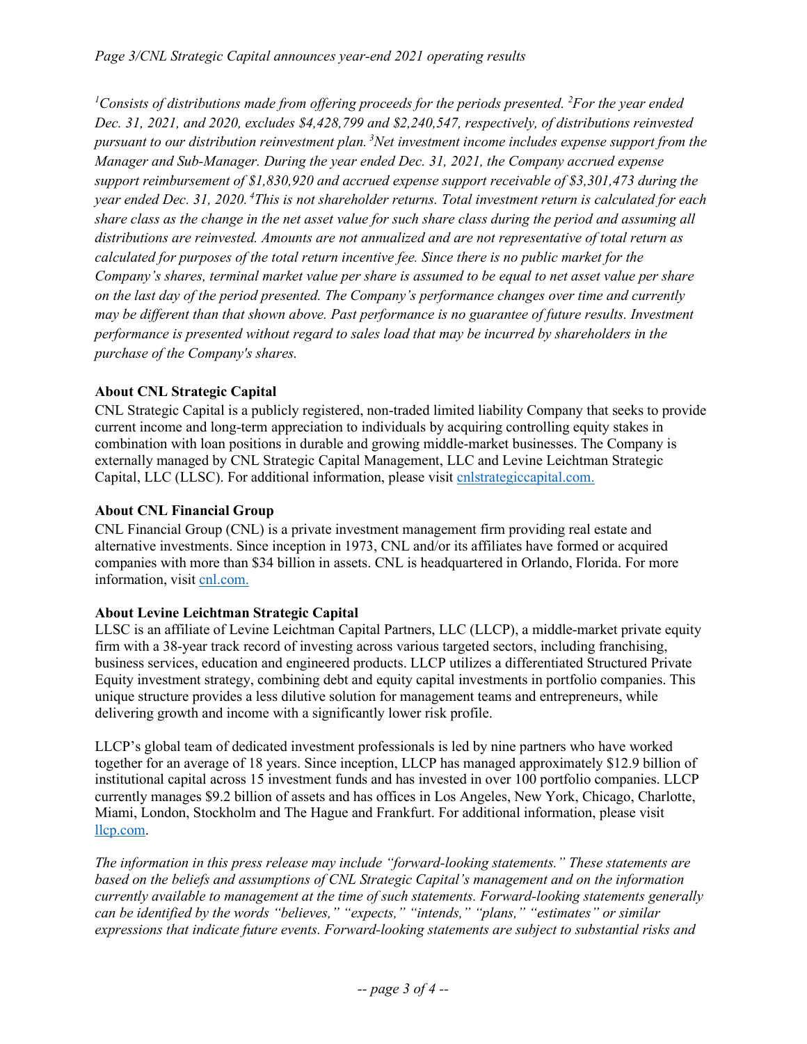*[1]Consists of distributions made from offering proceeds for the periods presented. [2]For the year ended Dec. 31, 2021, and 2020, excludes $4,428,799 and $2,240,547, respectively, of distributions reinvested pursuant to our distribution reinvestment plan. [3]Net investment income includes expense support from the Manager and Sub-Manager. During the year ended Dec. 31, 2021, the Company accrued expense support reimbursement of $1,830,920 and accrued expense support receivable of $3,301,473 during the year ended Dec. 31, 2020. [4]This is not shareholder returns. Total investment return is calculated for each share class as the change in the net asset value for such share class during the period and assuming all distributions are reinvested. Amounts are not annualized and are not representative of total return as calculated for purposes of the total return incentive fee. Since there is no public market for the Company's shares, terminal market value per share is assumed to be equal to net asset value per share on the last day of the period presented. The Company's performance changes over time and currently may be different than that shown above. Past performance is no guarantee of future results. Investment performance is presented without regard to sales load that may be incurred by shareholders in the purchase of the Company's shares.*

**About CNL Strategic Capital**

CNL Strategic Capital is a publicly registered, non-traded limited liability Company that seeks to provide current income and long-term appreciation to individuals by acquiring controlling equity stakes in combination with loan positions in durable and growing middle-market businesses. The Company is externally managed by CNL Strategic Capital Management, LLC and Levine Leichtman Strategic Capital, LLC (LLSC). For additional information, please visit cnlstrategiccapital.com.

**About CNL Financial Group**

CNL Financial Group (CNL) is a private investment management firm providing real estate and alternative investments. Since inception in 1973, CNL and/or its affiliates have formed or acquired companies with more than $34 billion in assets. CNL is headquartered in Orlando, Florida. For more information, visit cnl.com.

**About Levine Leichtman Strategic Capital**

LLSC is an affiliate of Levine Leichtman Capital Partners, LLC (LLCP), a middle-market private equity firm with a 38-year track record of investing across various targeted sectors, including franchising, business services, education and engineered products. LLCP utilizes a differentiated Structured Private Equity investment strategy, combining debt and equity capital investments in portfolio companies. This unique structure provides a less dilutive solution for management teams and entrepreneurs, while delivering growth and income with a significantly lower risk profile.

LLCP's global team of dedicated investment professionals is led by nine partners who have worked together for an average of 18 years. Since inception, LLCP has managed approximately $12.9 billion of institutional capital across 15 investment funds and has invested in over 100 portfolio companies. LLCP currently manages $9.2 billion of assets and has offices in Los Angeles, New York, Chicago, Charlotte, Miami, London, Stockholm and The Hague and Frankfurt. For additional information, please visit llcp.com.

*The information in this press release may include "forward-looking statements." These statements are based on the beliefs and assumptions of CNL Strategic Capital's management and on the information currently available to management at the time of such statements. Forward-looking statements generally can be identified by the words "believes," "expects," "intends," "plans," "estimates" or similar expressions that indicate future events. Forward-looking statements are subject to substantial risks and*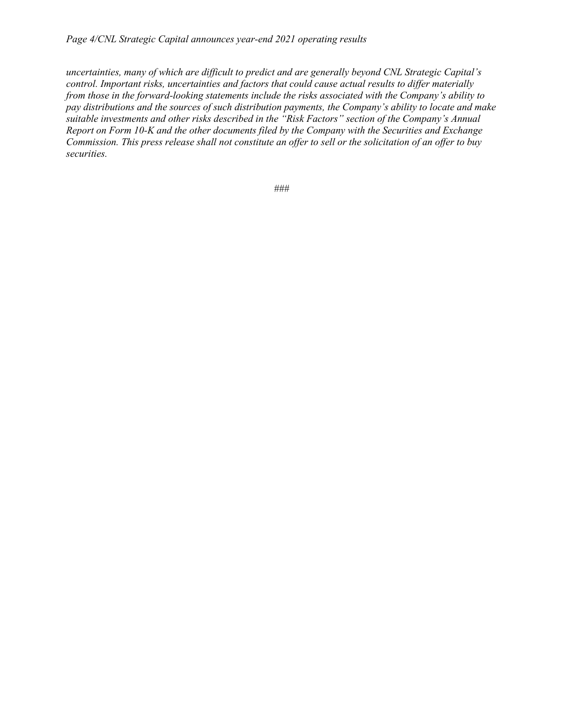*uncertainties, many of which are difficult to predict and are generally beyond CNL Strategic Capital's control. Important risks, uncertainties and factors that could cause actual results to differ materially from those in the forward-looking statements include the risks associated with the Company's ability to pay distributions and the sources of such distribution payments, the Company's ability to locate and make suitable investments and other risks described in the "Risk Factors" section of the Company's Annual Report on Form 10-K and the other documents filed by the Company with the Securities and Exchange Commission. This press release shall not constitute an offer to sell or the solicitation of an offer to buy securities.*

###